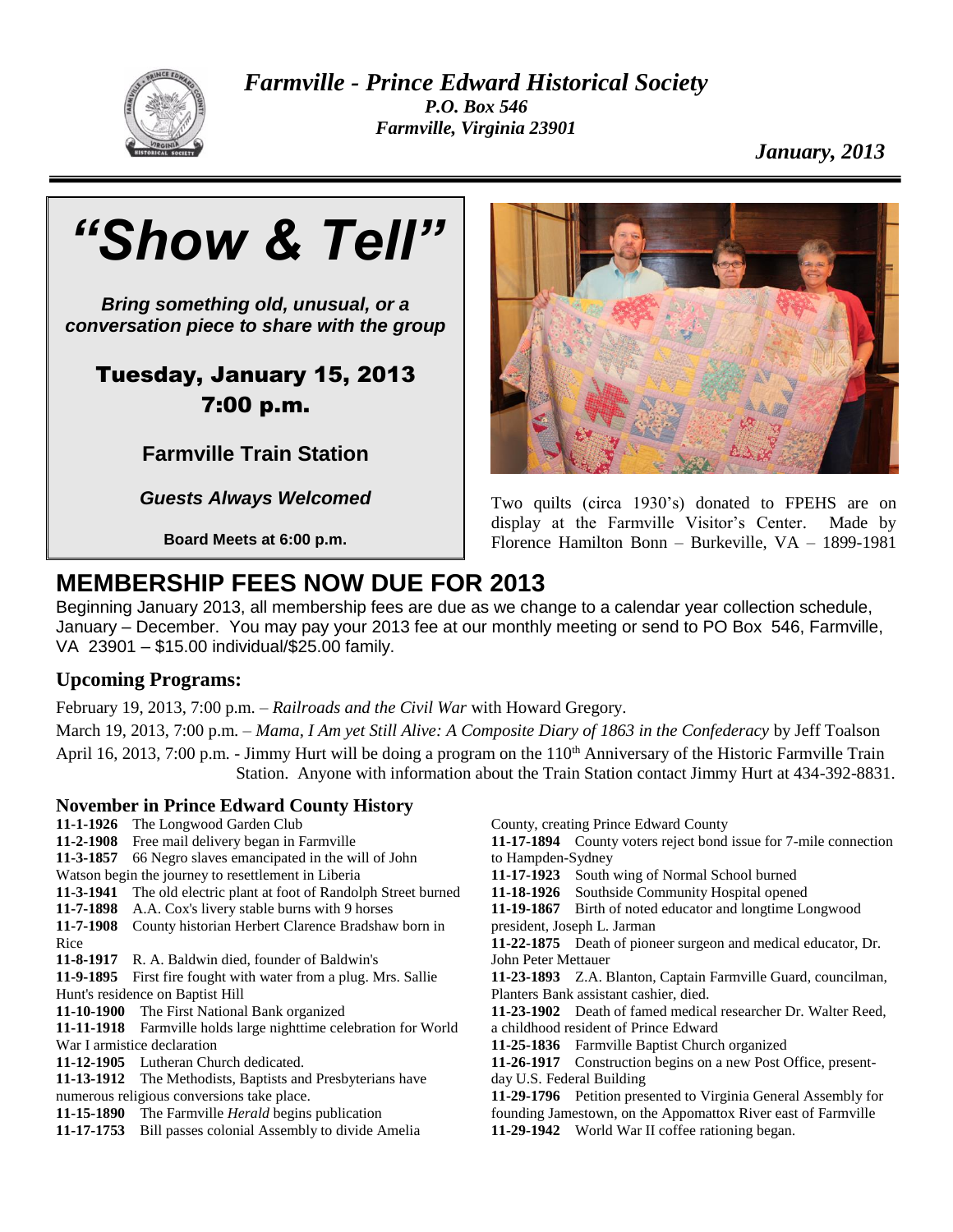# *Farmville - Prince Edward Historical Society*

***P.O. Box 546***
***Farmville, Virginia 23901***

***January, 2013***

## *"Show & Tell"*

***Bring something old, unusual, or a conversation piece to share with the group***

**Tuesday, January 15, 2013**
**7:00 p.m.**

**Farmville Train Station**

***Guests Always Welcomed***

**Board Meets at 6:00 p.m.**

Two quilts (circa 1930's) donated to FPEHS are on display at the Farmville Visitor's Center. Made by Florence Hamilton Bonn – Burkeville, VA – 1899-1981

## MEMBERSHIP FEES NOW DUE FOR 2013

Beginning January 2013, all membership fees are due as we change to a calendar year collection schedule, January – December. You may pay your 2013 fee at our monthly meeting or send to PO Box 546, Farmville, VA 23901 – $15.00 individual/$25.00 family.

### Upcoming Programs:

February 19, 2013, 7:00 p.m. – *Railroads and the Civil War* with Howard Gregory.

March 19, 2013, 7:00 p.m. – *Mama, I Am yet Still Alive: A Composite Diary of 1863 in the Confederacy* by Jeff Toalson

April 16, 2013, 7:00 p.m. - Jimmy Hurt will be doing a program on the 110th Anniversary of the Historic Farmville Train Station. Anyone with information about the Train Station contact Jimmy Hurt at 434-392-8831.

### November in Prince Edward County History

**11-1-1926** The Longwood Garden Club
**11-2-1908** Free mail delivery began in Farmville
**11-3-1857** 66 Negro slaves emancipated in the will of John Watson begin the journey to resettlement in Liberia
**11-3-1941** The old electric plant at foot of Randolph Street burned
**11-7-1898** A.A. Cox's livery stable burns with 9 horses
**11-7-1908** County historian Herbert Clarence Bradshaw born in Rice
**11-8-1917** R. A. Baldwin died, founder of Baldwin's
**11-9-1895** First fire fought with water from a plug. Mrs. Sallie Hunt's residence on Baptist Hill
**11-10-1900** The First National Bank organized
**11-11-1918** Farmville holds large nighttime celebration for World War I armistice declaration
**11-12-1905** Lutheran Church dedicated.
**11-13-1912** The Methodists, Baptists and Presbyterians have numerous religious conversions take place.
**11-15-1890** The Farmville *Herald* begins publication
**11-17-1753** Bill passes colonial Assembly to divide Amelia County, creating Prince Edward County
**11-17-1894** County voters reject bond issue for 7-mile connection to Hampden-Sydney
**11-17-1923** South wing of Normal School burned
**11-18-1926** Southside Community Hospital opened
**11-19-1867** Birth of noted educator and longtime Longwood president, Joseph L. Jarman
**11-22-1875** Death of pioneer surgeon and medical educator, Dr. John Peter Mettauer
**11-23-1893** Z.A. Blanton, Captain Farmville Guard, councilman, Planters Bank assistant cashier, died.
**11-23-1902** Death of famed medical researcher Dr. Walter Reed, a childhood resident of Prince Edward
**11-25-1836** Farmville Baptist Church organized
**11-26-1917** Construction begins on a new Post Office, present-day U.S. Federal Building
**11-29-1796** Petition presented to Virginia General Assembly for founding Jamestown, on the Appomattox River east of Farmville
**11-29-1942** World War II coffee rationing began.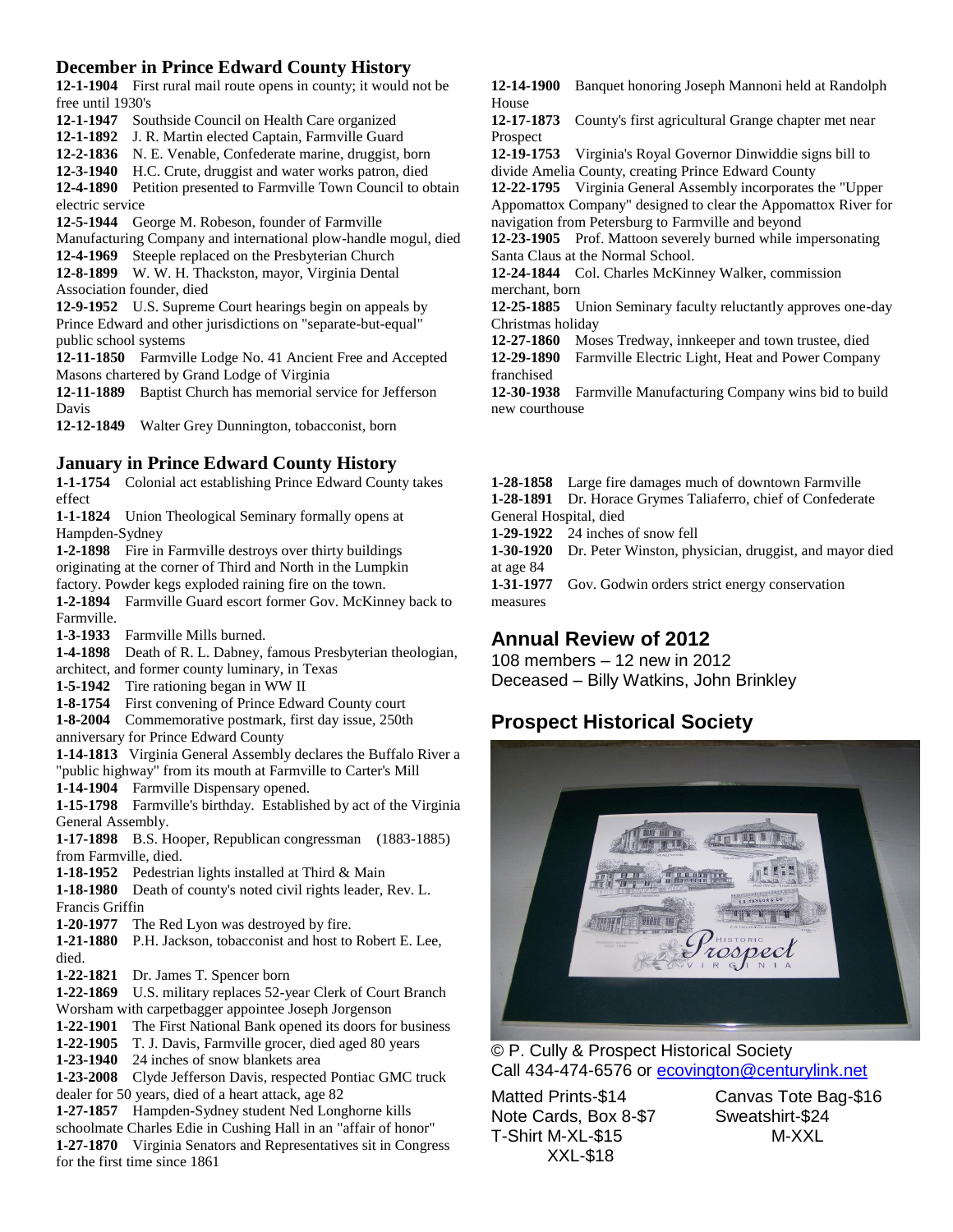## December in Prince Edward County History

**12-1-1904** First rural mail route opens in county; it would not be free until 1930's
**12-1-1947** Southside Council on Health Care organized
**12-1-1892** J. R. Martin elected Captain, Farmville Guard
**12-2-1836** N. E. Venable, Confederate marine, druggist, born
**12-3-1940** H.C. Crute, druggist and water works patron, died
**12-4-1890** Petition presented to Farmville Town Council to obtain electric service
**12-5-1944** George M. Robeson, founder of Farmville Manufacturing Company and international plow-handle mogul, died
**12-4-1969** Steeple replaced on the Presbyterian Church
**12-8-1899** W. W. H. Thackston, mayor, Virginia Dental Association founder, died
**12-9-1952** U.S. Supreme Court hearings begin on appeals by Prince Edward and other jurisdictions on "separate-but-equal" public school systems
**12-11-1850** Farmville Lodge No. 41 Ancient Free and Accepted Masons chartered by Grand Lodge of Virginia
**12-11-1889** Baptist Church has memorial service for Jefferson Davis
**12-12-1849** Walter Grey Dunnington, tobacconist, born
**12-14-1900** Banquet honoring Joseph Mannoni held at Randolph House
**12-17-1873** County's first agricultural Grange chapter met near Prospect
**12-19-1753** Virginia's Royal Governor Dinwiddie signs bill to divide Amelia County, creating Prince Edward County
**12-22-1795** Virginia General Assembly incorporates the "Upper Appomattox Company" designed to clear the Appomattox River for navigation from Petersburg to Farmville and beyond
**12-23-1905** Prof. Mattoon severely burned while impersonating Santa Claus at the Normal School.
**12-24-1844** Col. Charles McKinney Walker, commission merchant, born
**12-25-1885** Union Seminary faculty reluctantly approves one-day Christmas holiday
**12-27-1860** Moses Tredway, innkeeper and town trustee, died
**12-29-1890** Farmville Electric Light, Heat and Power Company franchised
**12-30-1938** Farmville Manufacturing Company wins bid to build new courthouse

## January in Prince Edward County History

**1-1-1754** Colonial act establishing Prince Edward County takes effect
**1-1-1824** Union Theological Seminary formally opens at Hampden-Sydney
**1-2-1898** Fire in Farmville destroys over thirty buildings originating at the corner of Third and North in the Lumpkin factory. Powder kegs exploded raining fire on the town.
**1-2-1894** Farmville Guard escort former Gov. McKinney back to Farmville.
**1-3-1933** Farmville Mills burned.
**1-4-1898** Death of R. L. Dabney, famous Presbyterian theologian, architect, and former county luminary, in Texas
**1-5-1942** Tire rationing began in WW II
**1-8-1754** First convening of Prince Edward County court
**1-8-2004** Commemorative postmark, first day issue, 250th anniversary for Prince Edward County
**1-14-1813** Virginia General Assembly declares the Buffalo River a "public highway" from its mouth at Farmville to Carter's Mill
**1-14-1904** Farmville Dispensary opened.
**1-15-1798** Farmville's birthday. Established by act of the Virginia General Assembly.
**1-17-1898** B.S. Hooper, Republican congressman (1883-1885) from Farmville, died.
**1-18-1952** Pedestrian lights installed at Third & Main
**1-18-1980** Death of county's noted civil rights leader, Rev. L. Francis Griffin
**1-20-1977** The Red Lyon was destroyed by fire.
**1-21-1880** P.H. Jackson, tobacconist and host to Robert E. Lee, died.
**1-22-1821** Dr. James T. Spencer born
**1-22-1869** U.S. military replaces 52-year Clerk of Court Branch Worsham with carpetbagger appointee Joseph Jorgenson
**1-22-1901** The First National Bank opened its doors for business
**1-22-1905** T. J. Davis, Farmville grocer, died aged 80 years
**1-23-1940** 24 inches of snow blankets area
**1-23-2008** Clyde Jefferson Davis, respected Pontiac GMC truck dealer for 50 years, died of a heart attack, age 82
**1-27-1857** Hampden-Sydney student Ned Longhorne kills schoolmate Charles Edie in Cushing Hall in an "affair of honor"
**1-27-1870** Virginia Senators and Representatives sit in Congress for the first time since 1861
**1-28-1858** Large fire damages much of downtown Farmville
**1-28-1891** Dr. Horace Grymes Taliaferro, chief of Confederate General Hospital, died
**1-29-1922** 24 inches of snow fell
**1-30-1920** Dr. Peter Winston, physician, druggist, and mayor died at age 84
**1-31-1977** Gov. Godwin orders strict energy conservation measures

## Annual Review of 2012

108 members – 12 new in 2012
Deceased – Billy Watkins, John Brinkley

## Prospect Historical Society

© P. Cully & Prospect Historical Society
Call 434-474-6576 or ecovington@centurylink.net

Matted Prints-$14
Note Cards, Box 8-$7
T-Shirt M-XL-$15
XXL-$18
Canvas Tote Bag-$16
Sweatshirt-$24
M-XXL